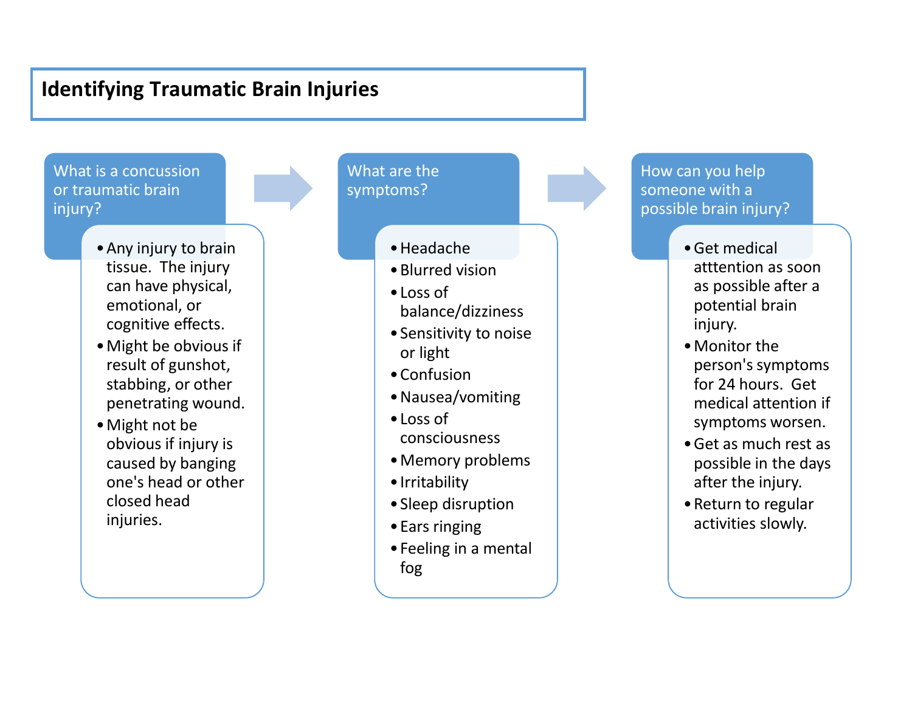# Identifying Traumatic Brain Injuries

## What is a concussion or traumatic brain injury?

- Any injury to brain tissue. The injury can have physical, emotional, or cognitive effects.
- Might be obvious if result of gunshot, stabbing, or other penetrating wound.
- Might not be obvious if injury is caused by banging one's head or other closed head injuries.

## What are the symptoms?

- Headache
- Blurred vision
- Loss of balance/dizziness
- Sensitivity to noise or light
- Confusion
- Nausea/vomiting
- Loss of consciousness
- Memory problems
- Irritability
- Sleep disruption
- Ears ringing
- Feeling in a mental fog

## How can you help someone with a possible brain injury?

- Get medical atttention as soon as possible after a potential brain injury.
- Monitor the person's symptoms for 24 hours. Get medical attention if symptoms worsen.
- Get as much rest as possible in the days after the injury.
- Return to regular activities slowly.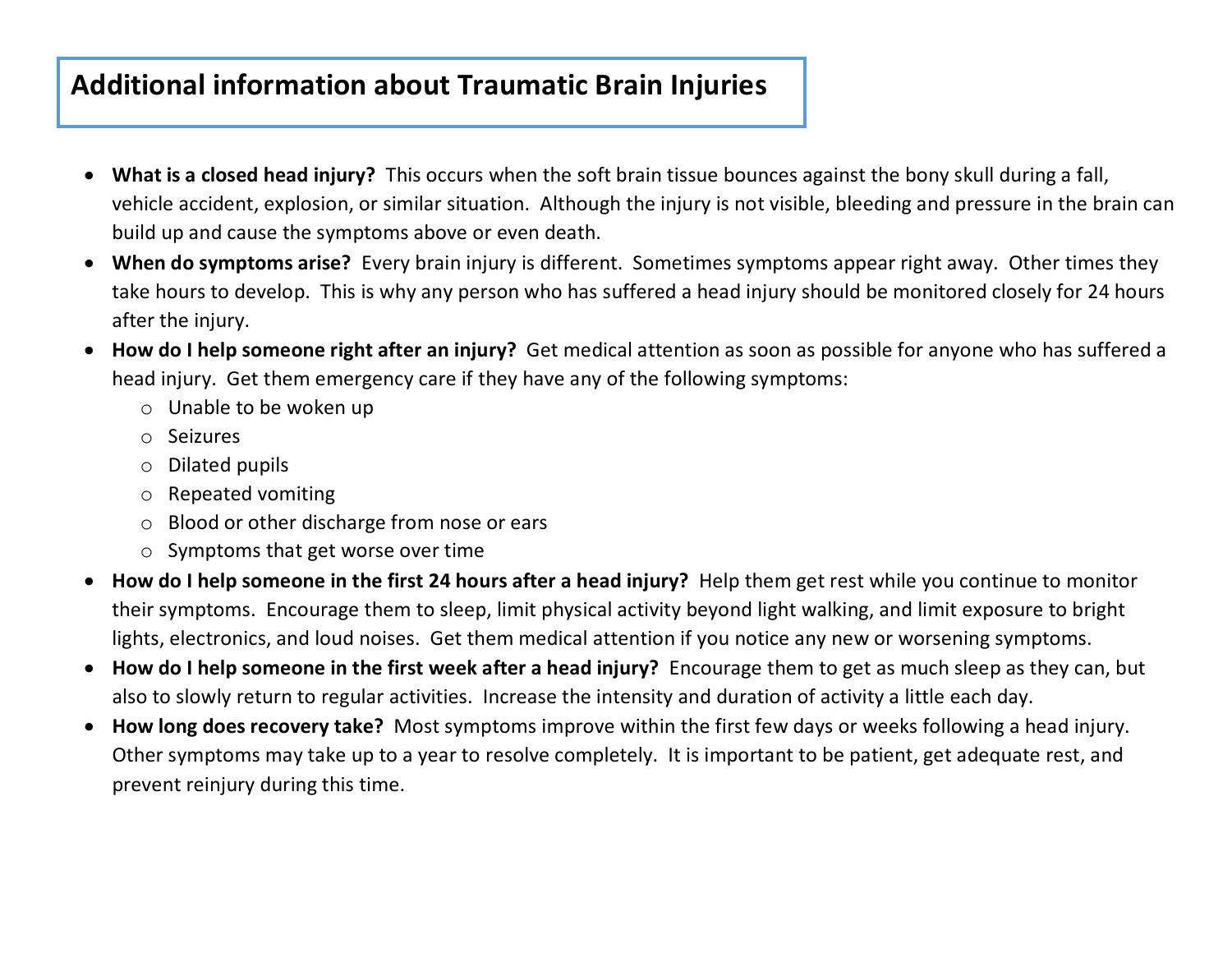# Additional information about Traumatic Brain Injuries

- **What is a closed head injury?** This occurs when the soft brain tissue bounces against the bony skull during a fall, vehicle accident, explosion, or similar situation. Although the injury is not visible, bleeding and pressure in the brain can build up and cause the symptoms above or even death.
- **When do symptoms arise?** Every brain injury is different. Sometimes symptoms appear right away. Other times they take hours to develop. This is why any person who has suffered a head injury should be monitored closely for 24 hours after the injury.
- **How do I help someone right after an injury?** Get medical attention as soon as possible for anyone who has suffered a head injury. Get them emergency care if they have any of the following symptoms:
  - Unable to be woken up
  - Seizures
  - Dilated pupils
  - Repeated vomiting
  - Blood or other discharge from nose or ears
  - Symptoms that get worse over time
- **How do I help someone in the first 24 hours after a head injury?** Help them get rest while you continue to monitor their symptoms. Encourage them to sleep, limit physical activity beyond light walking, and limit exposure to bright lights, electronics, and loud noises. Get them medical attention if you notice any new or worsening symptoms.
- **How do I help someone in the first week after a head injury?** Encourage them to get as much sleep as they can, but also to slowly return to regular activities. Increase the intensity and duration of activity a little each day.
- **How long does recovery take?** Most symptoms improve within the first few days or weeks following a head injury. Other symptoms may take up to a year to resolve completely. It is important to be patient, get adequate rest, and prevent reinjury during this time.